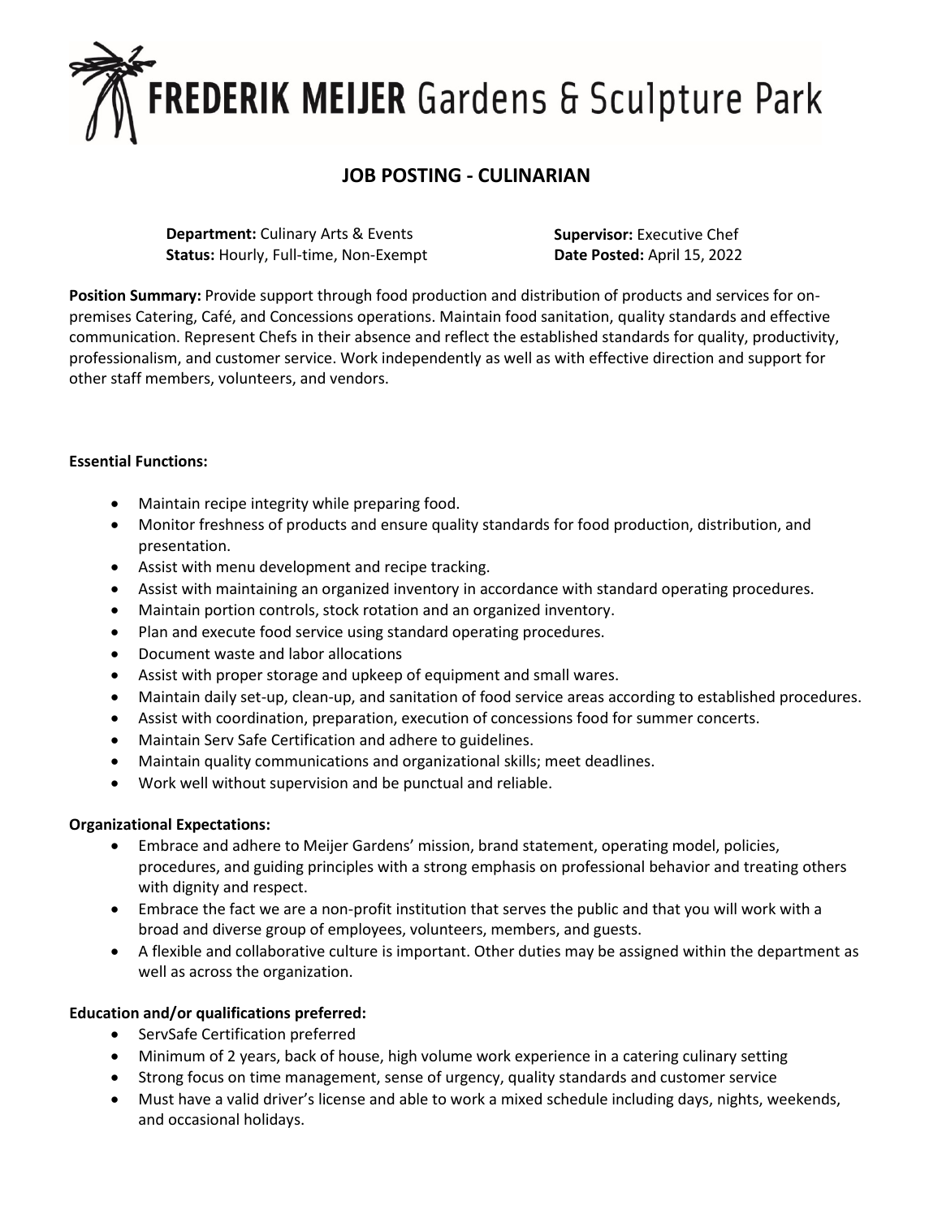FREDERIK MEIJER Gardens & Sculpture Park

# JOB POSTING - CULINARIAN

**Department:** Culinary Arts & Events
**Status:** Hourly, Full-time, Non-Exempt

**Supervisor:** Executive Chef
**Date Posted:** April 15, 2022

**Position Summary:** Provide support through food production and distribution of products and services for on-premises Catering, Café, and Concessions operations. Maintain food sanitation, quality standards and effective communication. Represent Chefs in their absence and reflect the established standards for quality, productivity, professionalism, and customer service. Work independently as well as with effective direction and support for other staff members, volunteers, and vendors.

**Essential Functions:**

- Maintain recipe integrity while preparing food.
- Monitor freshness of products and ensure quality standards for food production, distribution, and presentation.
- Assist with menu development and recipe tracking.
- Assist with maintaining an organized inventory in accordance with standard operating procedures.
- Maintain portion controls, stock rotation and an organized inventory.
- Plan and execute food service using standard operating procedures.
- Document waste and labor allocations
- Assist with proper storage and upkeep of equipment and small wares.
- Maintain daily set-up, clean-up, and sanitation of food service areas according to established procedures.
- Assist with coordination, preparation, execution of concessions food for summer concerts.
- Maintain Serv Safe Certification and adhere to guidelines.
- Maintain quality communications and organizational skills; meet deadlines.
- Work well without supervision and be punctual and reliable.

**Organizational Expectations:**

- Embrace and adhere to Meijer Gardens' mission, brand statement, operating model, policies, procedures, and guiding principles with a strong emphasis on professional behavior and treating others with dignity and respect.
- Embrace the fact we are a non-profit institution that serves the public and that you will work with a broad and diverse group of employees, volunteers, members, and guests.
- A flexible and collaborative culture is important. Other duties may be assigned within the department as well as across the organization.

**Education and/or qualifications preferred:**

- ServSafe Certification preferred
- Minimum of 2 years, back of house, high volume work experience in a catering culinary setting
- Strong focus on time management, sense of urgency, quality standards and customer service
- Must have a valid driver's license and able to work a mixed schedule including days, nights, weekends, and occasional holidays.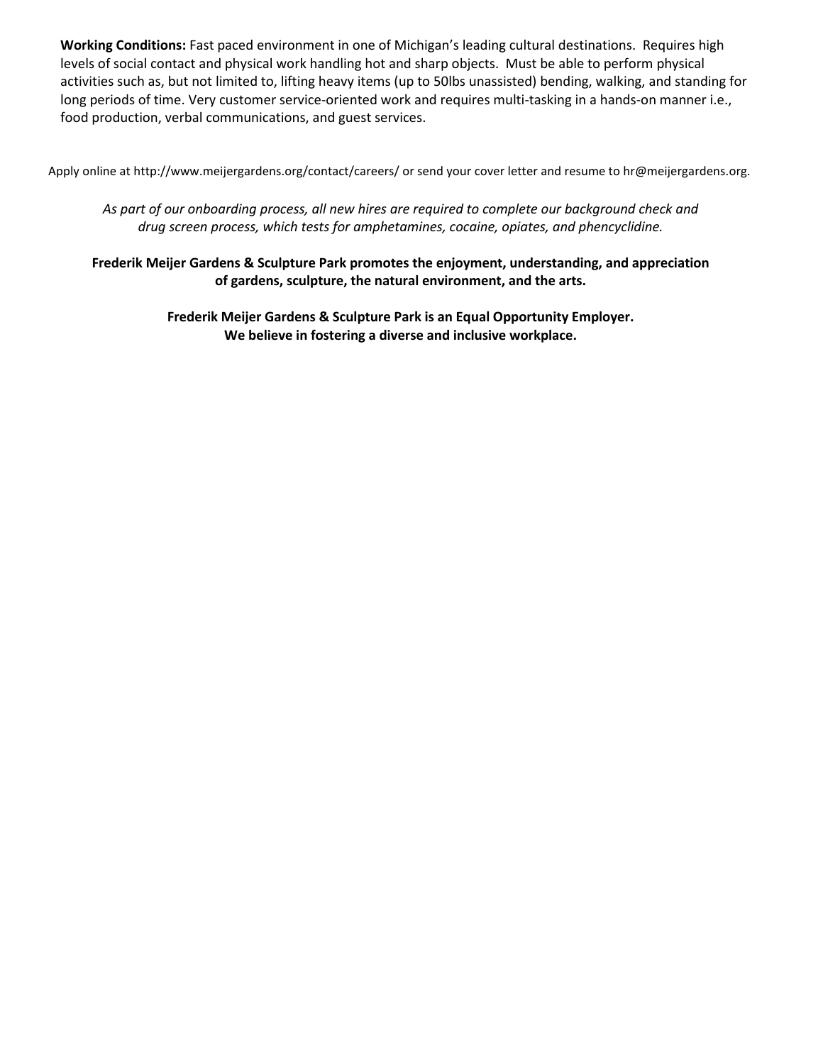**Working Conditions:** Fast paced environment in one of Michigan's leading cultural destinations. Requires high levels of social contact and physical work handling hot and sharp objects. Must be able to perform physical activities such as, but not limited to, lifting heavy items (up to 50lbs unassisted) bending, walking, and standing for long periods of time. Very customer service-oriented work and requires multi-tasking in a hands-on manner i.e., food production, verbal communications, and guest services.

Apply online at http://www.meijergardens.org/contact/careers/ or send your cover letter and resume to hr@meijergardens.org.

*As part of our onboarding process, all new hires are required to complete our background check and drug screen process, which tests for amphetamines, cocaine, opiates, and phencyclidine.*

**Frederik Meijer Gardens & Sculpture Park promotes the enjoyment, understanding, and appreciation of gardens, sculpture, the natural environment, and the arts.**

**Frederik Meijer Gardens & Sculpture Park is an Equal Opportunity Employer.**
**We believe in fostering a diverse and inclusive workplace.**